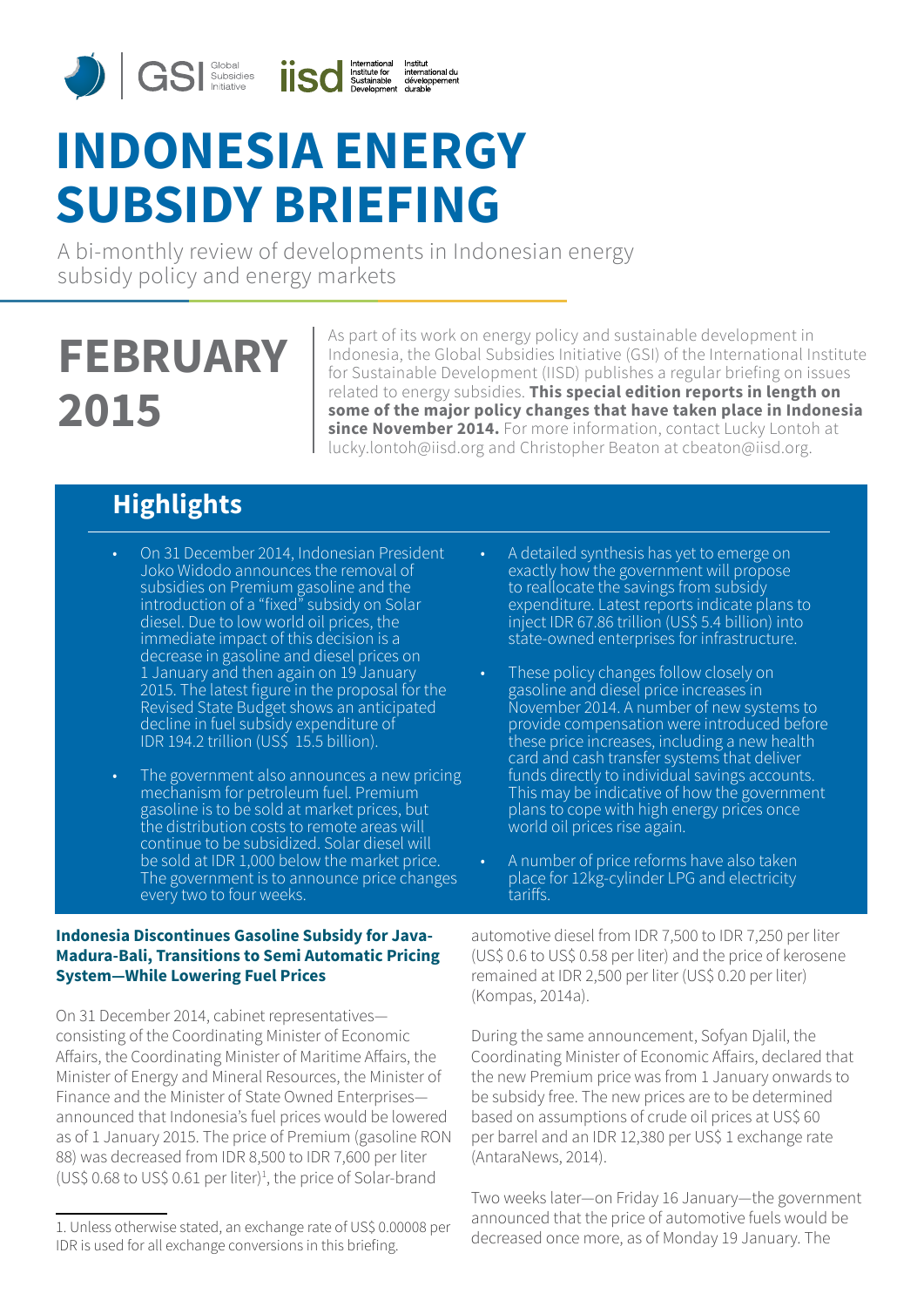# INDONESIA ENERGY SUBSIDY BRIEFING

A bi-monthly review of developments in Indonesian energy subsidy policy and energy markets

## FEBRUARY 2015

As part of its work on energy policy and sustainable development in Indonesia, the Global Subsidies Initiative (GSI) of the International Institute for Sustainable Development (IISD) publishes a regular briefing on issues related to energy subsidies. **This special edition reports in length on some of the major policy changes that have taken place in Indonesia since November 2014.** For more information, contact Lucky Lontoh at lucky.lontoh@iisd.org and Christopher Beaton at cbeaton@iisd.org.

## Highlights

- On 31 December 2014, Indonesian President Joko Widodo announces the removal of subsidies on Premium gasoline and the introduction of a "fixed" subsidy on Solar diesel. Due to low world oil prices, the immediate impact of this decision is a decrease in gasoline and diesel prices on 1 January and then again on 19 January 2015. The latest figure in the proposal for the Revised State Budget shows an anticipated decline in fuel subsidy expenditure of IDR 194.2 trillion (US$ 15.5 billion).
- The government also announces a new pricing mechanism for petroleum fuel. Premium gasoline is to be sold at market prices, but the distribution costs to remote areas will continue to be subsidized. Solar diesel will be sold at IDR 1,000 below the market price. The government is to announce price changes every two to four weeks.
- A detailed synthesis has yet to emerge on exactly how the government will propose to reallocate the savings from subsidy expenditure. Latest reports indicate plans to inject IDR 67.86 trillion (US$ 5.4 billion) into state-owned enterprises for infrastructure.
- These policy changes follow closely on gasoline and diesel price increases in November 2014. A number of new systems to provide compensation were introduced before these price increases, including a new health card and cash transfer systems that deliver funds directly to individual savings accounts. This may be indicative of how the government plans to cope with high energy prices once world oil prices rise again.
- A number of price reforms have also taken place for 12kg-cylinder LPG and electricity tariffs.

### Indonesia Discontinues Gasoline Subsidy for Java-Madura-Bali, Transitions to Semi Automatic Pricing System—While Lowering Fuel Prices

On 31 December 2014, cabinet representatives—consisting of the Coordinating Minister of Economic Affairs, the Coordinating Minister of Maritime Affairs, the Minister of Energy and Mineral Resources, the Minister of Finance and the Minister of State Owned Enterprises—announced that Indonesia's fuel prices would be lowered as of 1 January 2015. The price of Premium (gasoline RON 88) was decreased from IDR 8,500 to IDR 7,600 per liter (US$ 0.68 to US$ 0.61 per liter)[1], the price of Solar-brand automotive diesel from IDR 7,500 to IDR 7,250 per liter (US$ 0.6 to US$ 0.58 per liter) and the price of kerosene remained at IDR 2,500 per liter (US$ 0.20 per liter) (Kompas, 2014a).

During the same announcement, Sofyan Djalil, the Coordinating Minister of Economic Affairs, declared that the new Premium price was from 1 January onwards to be subsidy free. The new prices are to be determined based on assumptions of crude oil prices at US$ 60 per barrel and an IDR 12,380 per US$ 1 exchange rate (AntaraNews, 2014).

Two weeks later—on Friday 16 January—the government announced that the price of automotive fuels would be decreased once more, as of Monday 19 January. The

1. Unless otherwise stated, an exchange rate of US$ 0.00008 per IDR is used for all exchange conversions in this briefing.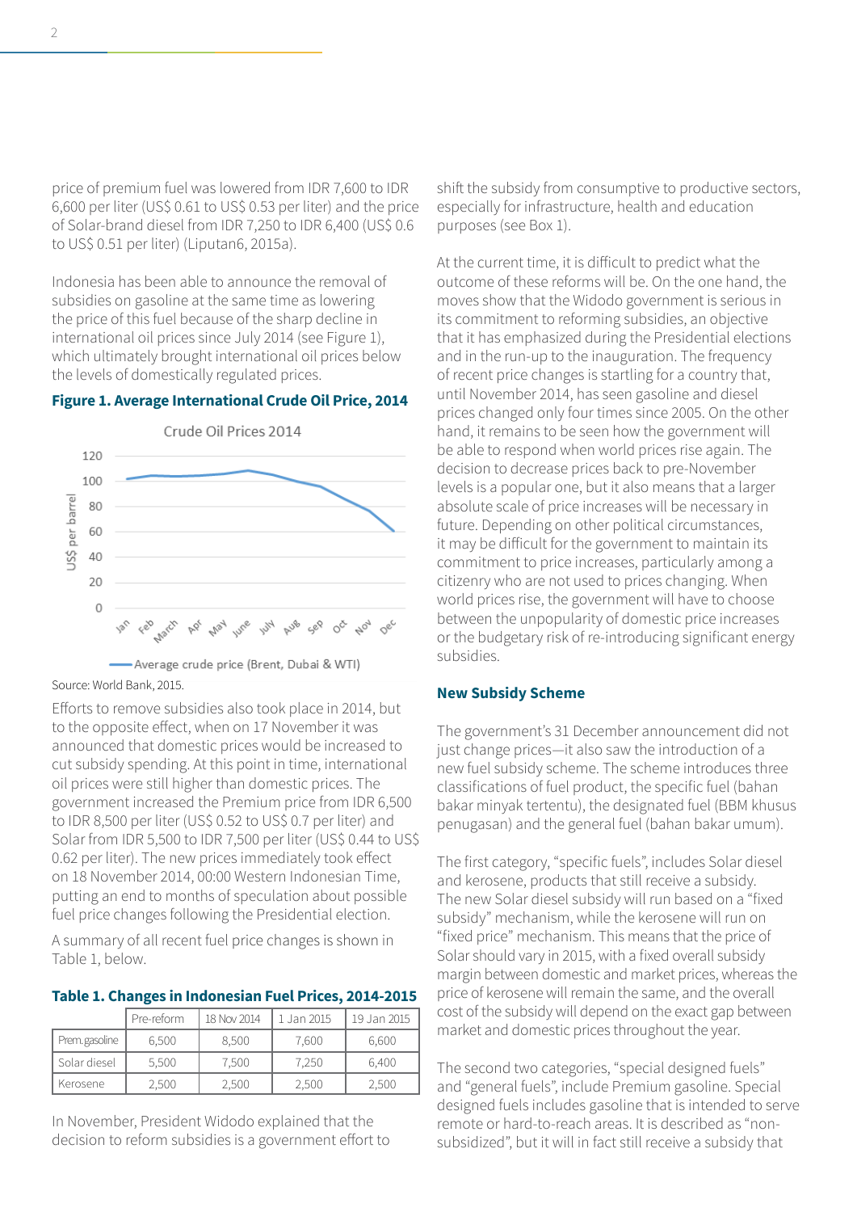price of premium fuel was lowered from IDR 7,600 to IDR 6,600 per liter (US$ 0.61 to US$ 0.53 per liter) and the price of Solar-brand diesel from IDR 7,250 to IDR 6,400 (US$ 0.6 to US$ 0.51 per liter) (Liputan6, 2015a).

Indonesia has been able to announce the removal of subsidies on gasoline at the same time as lowering the price of this fuel because of the sharp decline in international oil prices since July 2014 (see Figure 1), which ultimately brought international oil prices below the levels of domestically regulated prices.

**Figure 1. Average International Crude Oil Price, 2014**

Source: World Bank, 2015.

Efforts to remove subsidies also took place in 2014, but to the opposite effect, when on 17 November it was announced that domestic prices would be increased to cut subsidy spending. At this point in time, international oil prices were still higher than domestic prices. The government increased the Premium price from IDR 6,500 to IDR 8,500 per liter (US$ 0.52 to US$ 0.7 per liter) and Solar from IDR 5,500 to IDR 7,500 per liter (US$ 0.44 to US$ 0.62 per liter). The new prices immediately took effect on 18 November 2014, 00:00 Western Indonesian Time, putting an end to months of speculation about possible fuel price changes following the Presidential election.

A summary of all recent fuel price changes is shown in Table 1, below.

**Table 1. Changes in Indonesian Fuel Prices, 2014-2015**

| | Pre-reform | 18 Nov 2014 | 1 Jan 2015 | 19 Jan 2015 |
|---|---|---|---|---|
| Prem. gasoline | 6,500 | 8,500 | 7,600 | 6,600 |
| Solar diesel | 5,500 | 7,500 | 7,250 | 6,400 |
| Kerosene | 2,500 | 2,500 | 2,500 | 2,500 |

In November, President Widodo explained that the decision to reform subsidies is a government effort to shift the subsidy from consumptive to productive sectors, especially for infrastructure, health and education purposes (see Box 1).

At the current time, it is difficult to predict what the outcome of these reforms will be. On the one hand, the moves show that the Widodo government is serious in its commitment to reforming subsidies, an objective that it has emphasized during the Presidential elections and in the run-up to the inauguration. The frequency of recent price changes is startling for a country that, until November 2014, has seen gasoline and diesel prices changed only four times since 2005. On the other hand, it remains to be seen how the government will be able to respond when world prices rise again. The decision to decrease prices back to pre-November levels is a popular one, but it also means that a larger absolute scale of price increases will be necessary in future. Depending on other political circumstances, it may be difficult for the government to maintain its commitment to price increases, particularly among a citizenry who are not used to prices changing. When world prices rise, the government will have to choose between the unpopularity of domestic price increases or the budgetary risk of re-introducing significant energy subsidies.

### New Subsidy Scheme

The government's 31 December announcement did not just change prices—it also saw the introduction of a new fuel subsidy scheme. The scheme introduces three classifications of fuel product, the specific fuel (bahan bakar minyak tertentu), the designated fuel (BBM khusus penugasan) and the general fuel (bahan bakar umum).

The first category, "specific fuels", includes Solar diesel and kerosene, products that still receive a subsidy. The new Solar diesel subsidy will run based on a "fixed subsidy" mechanism, while the kerosene will run on "fixed price" mechanism. This means that the price of Solar should vary in 2015, with a fixed overall subsidy margin between domestic and market prices, whereas the price of kerosene will remain the same, and the overall cost of the subsidy will depend on the exact gap between market and domestic prices throughout the year.

The second two categories, "special designed fuels" and "general fuels", include Premium gasoline. Special designed fuels includes gasoline that is intended to serve remote or hard-to-reach areas. It is described as "non-subsidized", but it will in fact still receive a subsidy that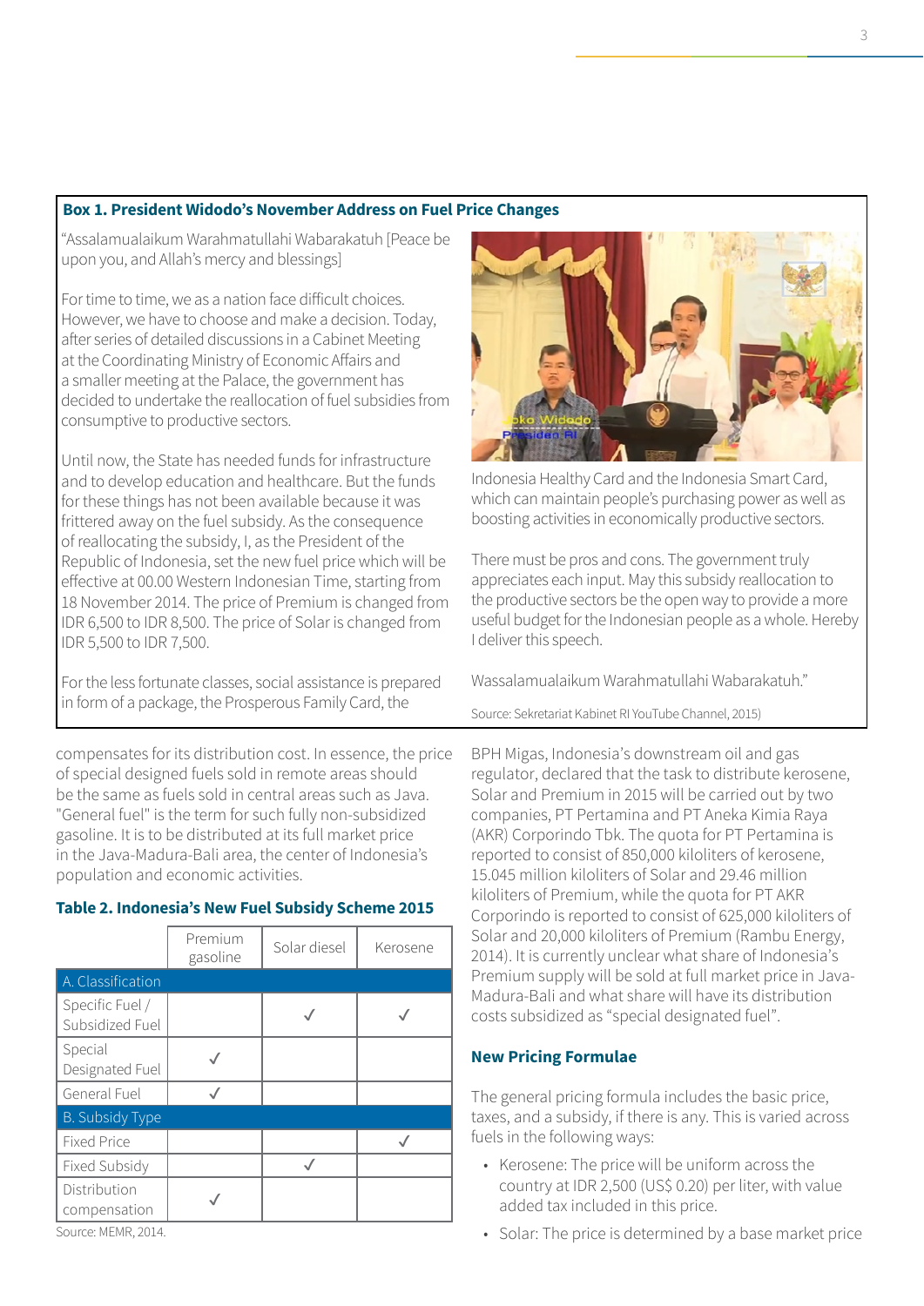**Box 1. President Widodo's November Address on Fuel Price Changes**

"Assalamualaikum Warahmatullahi Wabarakatuh [Peace be upon you, and Allah's mercy and blessings]

For time to time, we as a nation face difficult choices. However, we have to choose and make a decision. Today, after series of detailed discussions in a Cabinet Meeting at the Coordinating Ministry of Economic Affairs and a smaller meeting at the Palace, the government has decided to undertake the reallocation of fuel subsidies from consumptive to productive sectors.

Until now, the State has needed funds for infrastructure and to develop education and healthcare. But the funds for these things has not been available because it was frittered away on the fuel subsidy. As the consequence of reallocating the subsidy, I, as the President of the Republic of Indonesia, set the new fuel price which will be effective at 00.00 Western Indonesian Time, starting from 18 November 2014. The price of Premium is changed from IDR 6,500 to IDR 8,500. The price of Solar is changed from IDR 5,500 to IDR 7,500.

For the less fortunate classes, social assistance is prepared in form of a package, the Prosperous Family Card, the Indonesia Healthy Card and the Indonesia Smart Card, which can maintain people's purchasing power as well as boosting activities in economically productive sectors.

There must be pros and cons. The government truly appreciates each input. May this subsidy reallocation to the productive sectors be the open way to provide a more useful budget for the Indonesian people as a whole. Hereby I deliver this speech.

Wassalamualaikum Warahmatullahi Wabarakatuh."

Source: Sekretariat Kabinet RI YouTube Channel, 2015)

compensates for its distribution cost. In essence, the price of special designed fuels sold in remote areas should be the same as fuels sold in central areas such as Java. "General fuel" is the term for such fully non-subsidized gasoline. It is to be distributed at its full market price in the Java-Madura-Bali area, the center of Indonesia's population and economic activities.

**Table 2. Indonesia's New Fuel Subsidy Scheme 2015**

| | Premium gasoline | Solar diesel | Kerosene |
|---|---|---|---|
| **A. Classification** | | | |
| Specific Fuel / Subsidized Fuel | | ✓ | ✓ |
| Special Designated Fuel | ✓ | | |
| General Fuel | ✓ | | |
| **B. Subsidy Type** | | | |
| Fixed Price | | | ✓ |
| Fixed Subsidy | | ✓ | |
| Distribution compensation | ✓ | | |

Source: MEMR, 2014.

BPH Migas, Indonesia's downstream oil and gas regulator, declared that the task to distribute kerosene, Solar and Premium in 2015 will be carried out by two companies, PT Pertamina and PT Aneka Kimia Raya (AKR) Corporindo Tbk. The quota for PT Pertamina is reported to consist of 850,000 kiloliters of kerosene, 15.045 million kiloliters of Solar and 29.46 million kiloliters of Premium, while the quota for PT AKR Corporindo is reported to consist of 625,000 kiloliters of Solar and 20,000 kiloliters of Premium (Rambu Energy, 2014). It is currently unclear what share of Indonesia's Premium supply will be sold at full market price in Java-Madura-Bali and what share will have its distribution costs subsidized as "special designated fuel".

## New Pricing Formulae

The general pricing formula includes the basic price, taxes, and a subsidy, if there is any. This is varied across fuels in the following ways:

- Kerosene: The price will be uniform across the country at IDR 2,500 (US$ 0.20) per liter, with value added tax included in this price.
- Solar: The price is determined by a base market price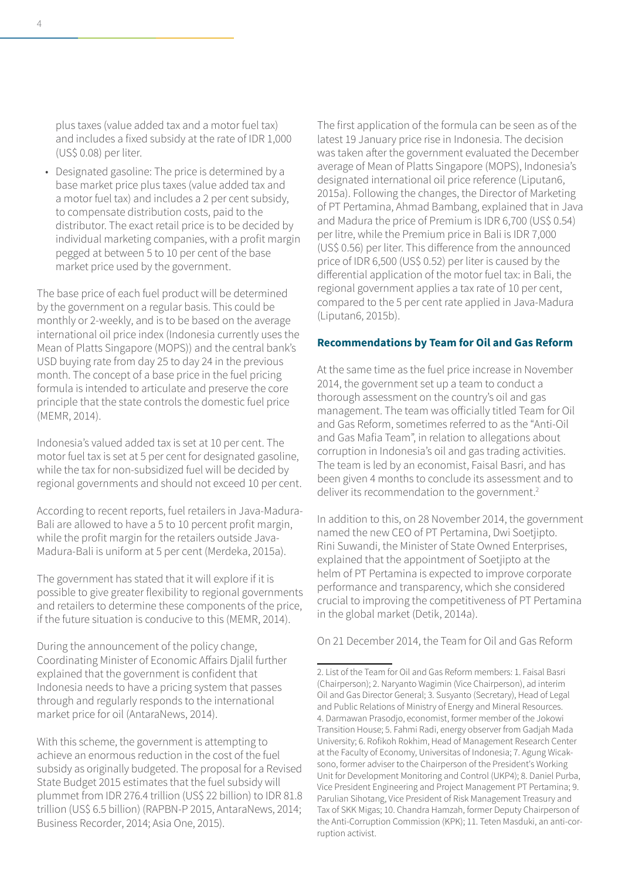plus taxes (value added tax and a motor fuel tax) and includes a fixed subsidy at the rate of IDR 1,000 (US$ 0.08) per liter.

- Designated gasoline: The price is determined by a base market price plus taxes (value added tax and a motor fuel tax) and includes a 2 per cent subsidy, to compensate distribution costs, paid to the distributor. The exact retail price is to be decided by individual marketing companies, with a profit margin pegged at between 5 to 10 per cent of the base market price used by the government.

The base price of each fuel product will be determined by the government on a regular basis. This could be monthly or 2-weekly, and is to be based on the average international oil price index (Indonesia currently uses the Mean of Platts Singapore (MOPS)) and the central bank's USD buying rate from day 25 to day 24 in the previous month. The concept of a base price in the fuel pricing formula is intended to articulate and preserve the core principle that the state controls the domestic fuel price (MEMR, 2014).

Indonesia's valued added tax is set at 10 per cent. The motor fuel tax is set at 5 per cent for designated gasoline, while the tax for non-subsidized fuel will be decided by regional governments and should not exceed 10 per cent.

According to recent reports, fuel retailers in Java-Madura-Bali are allowed to have a 5 to 10 percent profit margin, while the profit margin for the retailers outside Java-Madura-Bali is uniform at 5 per cent (Merdeka, 2015a).

The government has stated that it will explore if it is possible to give greater flexibility to regional governments and retailers to determine these components of the price, if the future situation is conducive to this (MEMR, 2014).

During the announcement of the policy change, Coordinating Minister of Economic Affairs Djalil further explained that the government is confident that Indonesia needs to have a pricing system that passes through and regularly responds to the international market price for oil (AntaraNews, 2014).

With this scheme, the government is attempting to achieve an enormous reduction in the cost of the fuel subsidy as originally budgeted. The proposal for a Revised State Budget 2015 estimates that the fuel subsidy will plummet from IDR 276.4 trillion (US$ 22 billion) to IDR 81.8 trillion (US$ 6.5 billion) (RAPBN-P 2015, AntaraNews, 2014; Business Recorder, 2014; Asia One, 2015).

The first application of the formula can be seen as of the latest 19 January price rise in Indonesia. The decision was taken after the government evaluated the December average of Mean of Platts Singapore (MOPS), Indonesia's designated international oil price reference (Liputan6, 2015a). Following the changes, the Director of Marketing of PT Pertamina, Ahmad Bambang, explained that in Java and Madura the price of Premium is IDR 6,700 (US$ 0.54) per litre, while the Premium price in Bali is IDR 7,000 (US$ 0.56) per liter. This difference from the announced price of IDR 6,500 (US$ 0.52) per liter is caused by the differential application of the motor fuel tax: in Bali, the regional government applies a tax rate of 10 per cent, compared to the 5 per cent rate applied in Java-Madura (Liputan6, 2015b).

### Recommendations by Team for Oil and Gas Reform

At the same time as the fuel price increase in November 2014, the government set up a team to conduct a thorough assessment on the country's oil and gas management. The team was officially titled Team for Oil and Gas Reform, sometimes referred to as the "Anti-Oil and Gas Mafia Team", in relation to allegations about corruption in Indonesia's oil and gas trading activities. The team is led by an economist, Faisal Basri, and has been given 4 months to conclude its assessment and to deliver its recommendation to the government.[2]

In addition to this, on 28 November 2014, the government named the new CEO of PT Pertamina, Dwi Soetjipto. Rini Suwandi, the Minister of State Owned Enterprises, explained that the appointment of Soetjipto at the helm of PT Pertamina is expected to improve corporate performance and transparency, which she considered crucial to improving the competitiveness of PT Pertamina in the global market (Detik, 2014a).

On 21 December 2014, the Team for Oil and Gas Reform

---

2. List of the Team for Oil and Gas Reform members: 1. Faisal Basri (Chairperson); 2. Naryanto Wagimin (Vice Chairperson), ad interim Oil and Gas Director General; 3. Susyanto (Secretary), Head of Legal and Public Relations of Ministry of Energy and Mineral Resources. 4. Darmawan Prasodjo, economist, former member of the Jokowi Transition House; 5. Fahmi Radi, energy observer from Gadjah Mada University; 6. Rofikoh Rokhim, Head of Management Research Center at the Faculty of Economy, Universitas of Indonesia; 7. Agung Wicaksono, former adviser to the Chairperson of the President's Working Unit for Development Monitoring and Control (UKP4); 8. Daniel Purba, Vice President Engineering and Project Management PT Pertamina; 9. Parulian Sihotang, Vice President of Risk Management Treasury and Tax of SKK Migas; 10. Chandra Hamzah, former Deputy Chairperson of the Anti-Corruption Commission (KPK); 11. Teten Masduki, an anti-corruption activist.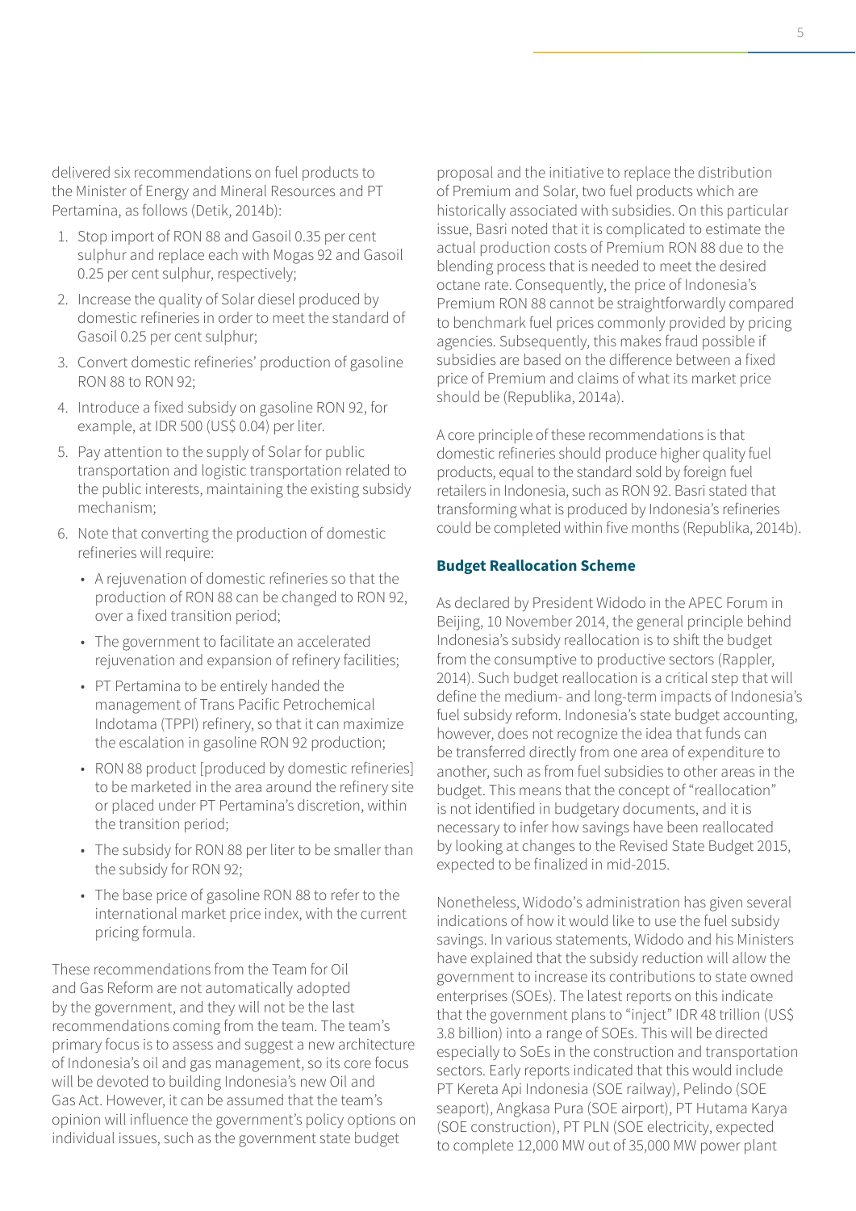delivered six recommendations on fuel products to the Minister of Energy and Mineral Resources and PT Pertamina, as follows (Detik, 2014b):

1. Stop import of RON 88 and Gasoil 0.35 per cent sulphur and replace each with Mogas 92 and Gasoil 0.25 per cent sulphur, respectively;
2. Increase the quality of Solar diesel produced by domestic refineries in order to meet the standard of Gasoil 0.25 per cent sulphur;
3. Convert domestic refineries' production of gasoline RON 88 to RON 92;
4. Introduce a fixed subsidy on gasoline RON 92, for example, at IDR 500 (US$ 0.04) per liter.
5. Pay attention to the supply of Solar for public transportation and logistic transportation related to the public interests, maintaining the existing subsidy mechanism;
6. Note that converting the production of domestic refineries will require:
   - A rejuvenation of domestic refineries so that the production of RON 88 can be changed to RON 92, over a fixed transition period;
   - The government to facilitate an accelerated rejuvenation and expansion of refinery facilities;
   - PT Pertamina to be entirely handed the management of Trans Pacific Petrochemical Indotama (TPPI) refinery, so that it can maximize the escalation in gasoline RON 92 production;
   - RON 88 product [produced by domestic refineries] to be marketed in the area around the refinery site or placed under PT Pertamina's discretion, within the transition period;
   - The subsidy for RON 88 per liter to be smaller than the subsidy for RON 92;
   - The base price of gasoline RON 88 to refer to the international market price index, with the current pricing formula.

These recommendations from the Team for Oil and Gas Reform are not automatically adopted by the government, and they will not be the last recommendations coming from the team. The team's primary focus is to assess and suggest a new architecture of Indonesia's oil and gas management, so its core focus will be devoted to building Indonesia's new Oil and Gas Act. However, it can be assumed that the team's opinion will influence the government's policy options on individual issues, such as the government state budget proposal and the initiative to replace the distribution of Premium and Solar, two fuel products which are historically associated with subsidies. On this particular issue, Basri noted that it is complicated to estimate the actual production costs of Premium RON 88 due to the blending process that is needed to meet the desired octane rate. Consequently, the price of Indonesia's Premium RON 88 cannot be straightforwardly compared to benchmark fuel prices commonly provided by pricing agencies. Subsequently, this makes fraud possible if subsidies are based on the difference between a fixed price of Premium and claims of what its market price should be (Republika, 2014a).

A core principle of these recommendations is that domestic refineries should produce higher quality fuel products, equal to the standard sold by foreign fuel retailers in Indonesia, such as RON 92. Basri stated that transforming what is produced by Indonesia's refineries could be completed within five months (Republika, 2014b).

### Budget Reallocation Scheme

As declared by President Widodo in the APEC Forum in Beijing, 10 November 2014, the general principle behind Indonesia's subsidy reallocation is to shift the budget from the consumptive to productive sectors (Rappler, 2014). Such budget reallocation is a critical step that will define the medium- and long-term impacts of Indonesia's fuel subsidy reform. Indonesia's state budget accounting, however, does not recognize the idea that funds can be transferred directly from one area of expenditure to another, such as from fuel subsidies to other areas in the budget. This means that the concept of "reallocation" is not identified in budgetary documents, and it is necessary to infer how savings have been reallocated by looking at changes to the Revised State Budget 2015, expected to be finalized in mid-2015.

Nonetheless, Widodo's administration has given several indications of how it would like to use the fuel subsidy savings. In various statements, Widodo and his Ministers have explained that the subsidy reduction will allow the government to increase its contributions to state owned enterprises (SOEs). The latest reports on this indicate that the government plans to "inject" IDR 48 trillion (US$ 3.8 billion) into a range of SOEs. This will be directed especially to SoEs in the construction and transportation sectors. Early reports indicated that this would include PT Kereta Api Indonesia (SOE railway), Pelindo (SOE seaport), Angkasa Pura (SOE airport), PT Hutama Karya (SOE construction), PT PLN (SOE electricity, expected to complete 12,000 MW out of 35,000 MW power plant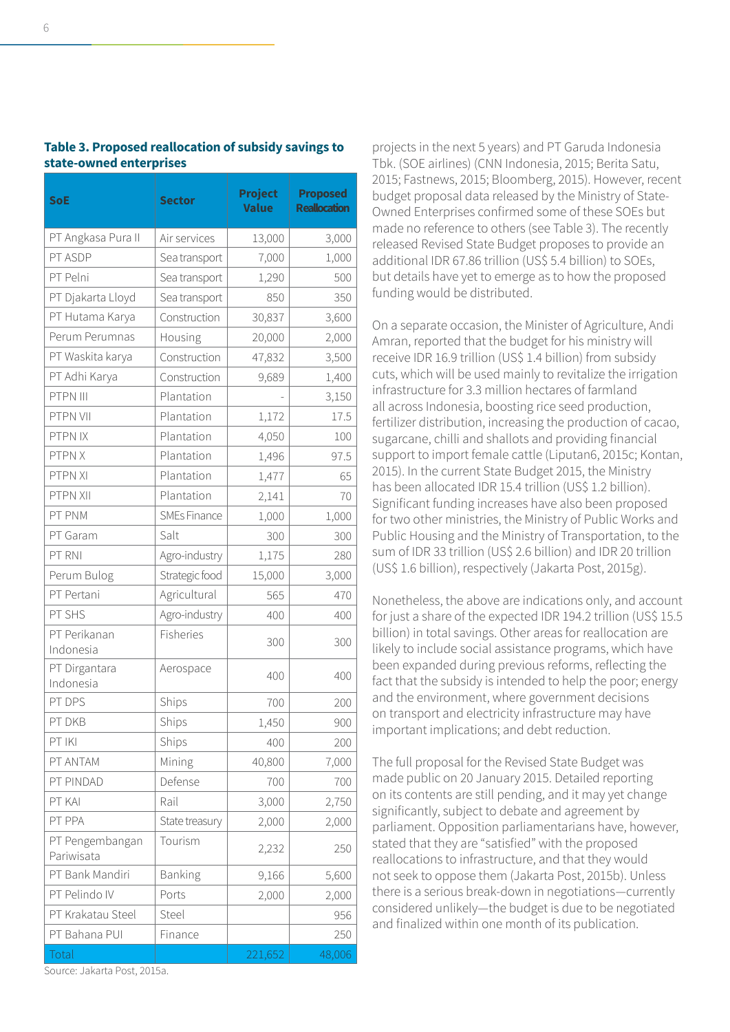**Table 3. Proposed reallocation of subsidy savings to state-owned enterprises**

| SoE | Sector | Project Value | Proposed Reallocation |
|---|---|---|---|
| PT Angkasa Pura II | Air services | 13,000 | 3,000 |
| PT ASDP | Sea transport | 7,000 | 1,000 |
| PT Pelni | Sea transport | 1,290 | 500 |
| PT Djakarta Lloyd | Sea transport | 850 | 350 |
| PT Hutama Karya | Construction | 30,837 | 3,600 |
| Perum Perumnas | Housing | 20,000 | 2,000 |
| PT Waskita karya | Construction | 47,832 | 3,500 |
| PT Adhi Karya | Construction | 9,689 | 1,400 |
| PTPN III | Plantation | - | 3,150 |
| PTPN VII | Plantation | 1,172 | 17.5 |
| PTPN IX | Plantation | 4,050 | 100 |
| PTPN X | Plantation | 1,496 | 97.5 |
| PTPN XI | Plantation | 1,477 | 65 |
| PTPN XII | Plantation | 2,141 | 70 |
| PT PNM | SMEs Finance | 1,000 | 1,000 |
| PT Garam | Salt | 300 | 300 |
| PT RNI | Agro-industry | 1,175 | 280 |
| Perum Bulog | Strategic food | 15,000 | 3,000 |
| PT Pertani | Agricultural | 565 | 470 |
| PT SHS | Agro-industry | 400 | 400 |
| PT Perikanan Indonesia | Fisheries | 300 | 300 |
| PT Dirgantara Indonesia | Aerospace | 400 | 400 |
| PT DPS | Ships | 700 | 200 |
| PT DKB | Ships | 1,450 | 900 |
| PT IKI | Ships | 400 | 200 |
| PT ANTAM | Mining | 40,800 | 7,000 |
| PT PINDAD | Defense | 700 | 700 |
| PT KAI | Rail | 3,000 | 2,750 |
| PT PPA | State treasury | 2,000 | 2,000 |
| PT Pengembangan Pariwisata | Tourism | 2,232 | 250 |
| PT Bank Mandiri | Banking | 9,166 | 5,600 |
| PT Pelindo IV | Ports | 2,000 | 2,000 |
| PT Krakatau Steel | Steel | | 956 |
| PT Bahana PUI | Finance | | 250 |
| Total | | 221,652 | 48,006 |

Source: Jakarta Post, 2015a.

projects in the next 5 years) and PT Garuda Indonesia Tbk. (SOE airlines) (CNN Indonesia, 2015; Berita Satu, 2015; Fastnews, 2015; Bloomberg, 2015). However, recent budget proposal data released by the Ministry of State-Owned Enterprises confirmed some of these SOEs but made no reference to others (see Table 3). The recently released Revised State Budget proposes to provide an additional IDR 67.86 trillion (US$ 5.4 billion) to SOEs, but details have yet to emerge as to how the proposed funding would be distributed.

On a separate occasion, the Minister of Agriculture, Andi Amran, reported that the budget for his ministry will receive IDR 16.9 trillion (US$ 1.4 billion) from subsidy cuts, which will be used mainly to revitalize the irrigation infrastructure for 3.3 million hectares of farmland all across Indonesia, boosting rice seed production, fertilizer distribution, increasing the production of cacao, sugarcane, chilli and shallots and providing financial support to import female cattle (Liputan6, 2015c; Kontan, 2015). In the current State Budget 2015, the Ministry has been allocated IDR 15.4 trillion (US$ 1.2 billion). Significant funding increases have also been proposed for two other ministries, the Ministry of Public Works and Public Housing and the Ministry of Transportation, to the sum of IDR 33 trillion (US$ 2.6 billion) and IDR 20 trillion (US$ 1.6 billion), respectively (Jakarta Post, 2015g).

Nonetheless, the above are indications only, and account for just a share of the expected IDR 194.2 trillion (US$ 15.5 billion) in total savings. Other areas for reallocation are likely to include social assistance programs, which have been expanded during previous reforms, reflecting the fact that the subsidy is intended to help the poor; energy and the environment, where government decisions on transport and electricity infrastructure may have important implications; and debt reduction.

The full proposal for the Revised State Budget was made public on 20 January 2015. Detailed reporting on its contents are still pending, and it may yet change significantly, subject to debate and agreement by parliament. Opposition parliamentarians have, however, stated that they are "satisfied" with the proposed reallocations to infrastructure, and that they would not seek to oppose them (Jakarta Post, 2015b). Unless there is a serious break-down in negotiations—currently considered unlikely—the budget is due to be negotiated and finalized within one month of its publication.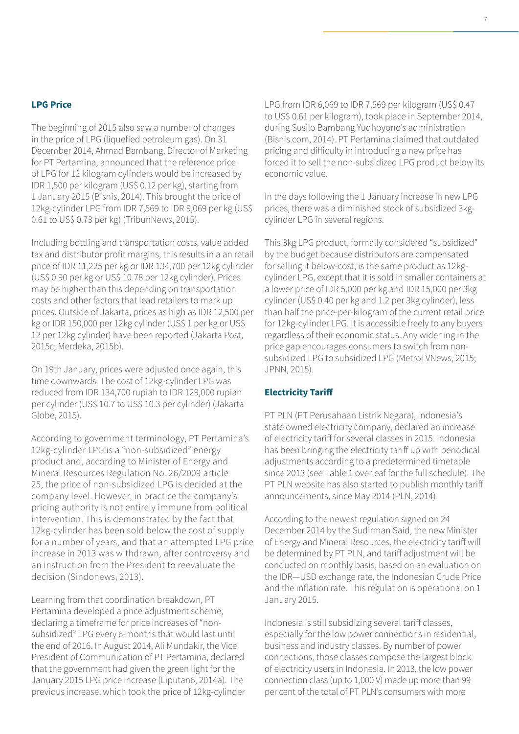### LPG Price

The beginning of 2015 also saw a number of changes in the price of LPG (liquefied petroleum gas). On 31 December 2014, Ahmad Bambang, Director of Marketing for PT Pertamina, announced that the reference price of LPG for 12 kilogram cylinders would be increased by IDR 1,500 per kilogram (US$ 0.12 per kg), starting from 1 January 2015 (Bisnis, 2014). This brought the price of 12kg-cylinder LPG from IDR 7,569 to IDR 9,069 per kg (US$ 0.61 to US$ 0.73 per kg) (TribunNews, 2015).

Including bottling and transportation costs, value added tax and distributor profit margins, this results in a an retail price of IDR 11,225 per kg or IDR 134,700 per 12kg cylinder (US$ 0.90 per kg or US$ 10.78 per 12kg cylinder). Prices may be higher than this depending on transportation costs and other factors that lead retailers to mark up prices. Outside of Jakarta, prices as high as IDR 12,500 per kg or IDR 150,000 per 12kg cylinder (US$ 1 per kg or US$ 12 per 12kg cylinder) have been reported (Jakarta Post, 2015c; Merdeka, 2015b).

On 19th January, prices were adjusted once again, this time downwards. The cost of 12kg-cylinder LPG was reduced from IDR 134,700 rupiah to IDR 129,000 rupiah per cylinder (US$ 10.7 to US$ 10.3 per cylinder) (Jakarta Globe, 2015).

According to government terminology, PT Pertamina's 12kg-cylinder LPG is a "non-subsidized" energy product and, according to Minister of Energy and Mineral Resources Regulation No. 26/2009 article 25, the price of non-subsidized LPG is decided at the company level. However, in practice the company's pricing authority is not entirely immune from political intervention. This is demonstrated by the fact that 12kg-cylinder has been sold below the cost of supply for a number of years, and that an attempted LPG price increase in 2013 was withdrawn, after controversy and an instruction from the President to reevaluate the decision (Sindonews, 2013).

Learning from that coordination breakdown, PT Pertamina developed a price adjustment scheme, declaring a timeframe for price increases of "non-subsidized" LPG every 6-months that would last until the end of 2016. In August 2014, Ali Mundakir, the Vice President of Communication of PT Pertamina, declared that the government had given the green light for the January 2015 LPG price increase (Liputan6, 2014a). The previous increase, which took the price of 12kg-cylinder LPG from IDR 6,069 to IDR 7,569 per kilogram (US$ 0.47 to US$ 0.61 per kilogram), took place in September 2014, during Susilo Bambang Yudhoyono's administration (Bisnis.com, 2014). PT Pertamina claimed that outdated pricing and difficulty in introducing a new price has forced it to sell the non-subsidized LPG product below its economic value.

In the days following the 1 January increase in new LPG prices, there was a diminished stock of subsidized 3kg-cylinder LPG in several regions.

This 3kg LPG product, formally considered "subsidized" by the budget because distributors are compensated for selling it below-cost, is the same product as 12kg-cylinder LPG, except that it is sold in smaller containers at a lower price of IDR 5,000 per kg and IDR 15,000 per 3kg cylinder (US$ 0.40 per kg and 1.2 per 3kg cylinder), less than half the price-per-kilogram of the current retail price for 12kg-cylinder LPG. It is accessible freely to any buyers regardless of their economic status. Any widening in the price gap encourages consumers to switch from non-subsidized LPG to subsidized LPG (MetroTVNews, 2015; JPNN, 2015).

### Electricity Tariff

PT PLN (PT Perusahaan Listrik Negara), Indonesia's state owned electricity company, declared an increase of electricity tariff for several classes in 2015. Indonesia has been bringing the electricity tariff up with periodical adjustments according to a predetermined timetable since 2013 (see Table 1 overleaf for the full schedule). The PT PLN website has also started to publish monthly tariff announcements, since May 2014 (PLN, 2014).

According to the newest regulation signed on 24 December 2014 by the Sudirman Said, the new Minister of Energy and Mineral Resources, the electricity tariff will be determined by PT PLN, and tariff adjustment will be conducted on monthly basis, based on an evaluation on the IDR—USD exchange rate, the Indonesian Crude Price and the inflation rate. This regulation is operational on 1 January 2015.

Indonesia is still subsidizing several tariff classes, especially for the low power connections in residential, business and industry classes. By number of power connections, those classes compose the largest block of electricity users in Indonesia. In 2013, the low power connection class (up to 1,000 V) made up more than 99 per cent of the total of PT PLN's consumers with more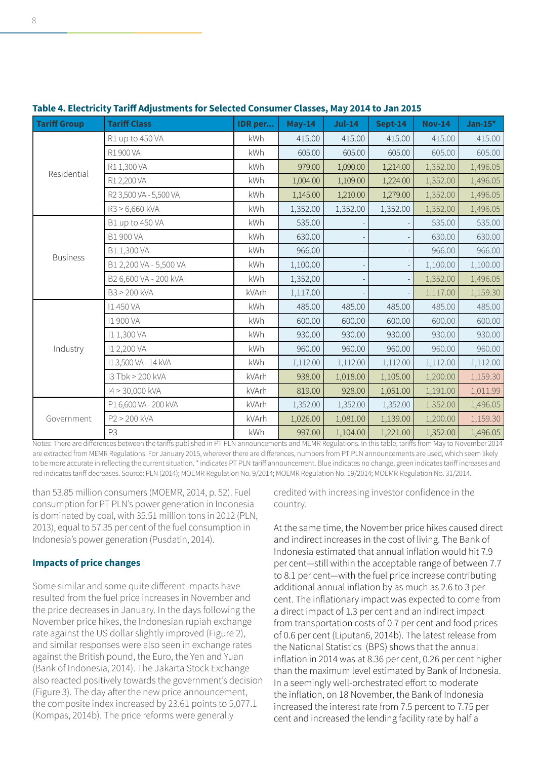**Table 4. Electricity Tariff Adjustments for Selected Consumer Classes, May 2014 to Jan 2015**

| Tariff Group | Tariff Class | IDR per... | May-14 | Jul-14 | Sept-14 | Nov-14 | Jan-15* |
|---|---|---|---|---|---|---|---|
| Residential | R1 up to 450 VA | kWh | 415.00 | 415.00 | 415.00 | 415.00 | 415.00 |
| | R1 900 VA | kWh | 605.00 | 605.00 | 605.00 | 605.00 | 605.00 |
| | R1 1,300 VA | kWh | 979.00 | 1,090.00 | 1,214.00 | 1,352.00 | 1,496.05 |
| | R1 2,200 VA | kWh | 1,004.00 | 1,109.00 | 1,224.00 | 1,352.00 | 1,496.05 |
| | R2 3,500 VA - 5,500 VA | kWh | 1,145.00 | 1,210.00 | 1,279.00 | 1,352.00 | 1,496.05 |
| | R3 > 6,660 kVA | kWh | 1,352.00 | 1,352.00 | 1,352.00 | 1,352.00 | 1,496.05 |
| Business | B1 up to 450 VA | kWh | 535.00 | - | - | 535.00 | 535.00 |
| | B1 900 VA | kWh | 630.00 | - | - | 630.00 | 630.00 |
| | B1 1,300 VA | kWh | 966.00 | - | - | 966.00 | 966.00 |
| | B1 2,200 VA - 5,500 VA | kWh | 1,100.00 | - | - | 1,100.00 | 1,100.00 |
| | B2 6,600 VA - 200 kVA | kWh | 1,352,00 | - | - | 1,352.00 | 1,496.05 |
| | B3 > 200 kVA | kVArh | 1,117.00 | - | - | 1.117.00 | 1,159.30 |
| Industry | I1 450 VA | kWh | 485.00 | 485.00 | 485.00 | 485.00 | 485.00 |
| | I1 900 VA | kWh | 600.00 | 600.00 | 600.00 | 600.00 | 600.00 |
| | I1 1,300 VA | kWh | 930.00 | 930.00 | 930.00 | 930.00 | 930.00 |
| | I1 2,200 VA | kWh | 960.00 | 960.00 | 960.00 | 960.00 | 960.00 |
| | I1 3,500 VA - 14 kVA | kWh | 1,112.00 | 1,112.00 | 1,112.00 | 1,112.00 | 1,112.00 |
| | I3 Tbk > 200 kVA | kVArh | 938.00 | 1,018.00 | 1,105.00 | 1,200.00 | 1,159.30 |
| | I4 > 30,000 kVA | kVArh | 819.00 | 928.00 | 1,051.00 | 1,191.00 | 1,011.99 |
| Government | P1 6,600 VA - 200 kVA | kVArh | 1,352.00 | 1,352.00 | 1,352.00 | 1.352.00 | 1,496.05 |
| | P2 > 200 kVA | kVArh | 1,026.00 | 1,081.00 | 1,139.00 | 1,200.00 | 1,159.30 |
| | P3 | kWh | 997.00 | 1,104.00 | 1,221.00 | 1,352.00 | 1,496.05 |

Notes: There are differences between the tariffs published in PT PLN announcements and MEMR Regulations. In this table, tariffs from May to November 2014 are extracted from MEMR Regulations. For January 2015, wherever there are differences, numbers from PT PLN announcements are used, which seem likely to be more accurate in reflecting the current situation. * indicates PT PLN tariff announcement. Blue indicates no change, green indicates tariff increases and red indicates tariff decreases. Source: PLN (2014); MOEMR Regulation No. 9/2014; MOEMR Regulation No. 19/2014; MOEMR Regulation No. 31/2014.

than 53.85 million consumers (MOEMR, 2014, p. 52). Fuel consumption for PT PLN's power generation in Indonesia is dominated by coal, with 35.51 million tons in 2012 (PLN, 2013), equal to 57.35 per cent of the fuel consumption in Indonesia's power generation (Pusdatin, 2014).

### Impacts of price changes

Some similar and some quite different impacts have resulted from the fuel price increases in November and the price decreases in January. In the days following the November price hikes, the Indonesian rupiah exchange rate against the US dollar slightly improved (Figure 2), and similar responses were also seen in exchange rates against the British pound, the Euro, the Yen and Yuan (Bank of Indonesia, 2014). The Jakarta Stock Exchange also reacted positively towards the government's decision (Figure 3). The day after the new price announcement, the composite index increased by 23.61 points to 5,077.1 (Kompas, 2014b). The price reforms were generally credited with increasing investor confidence in the country.

At the same time, the November price hikes caused direct and indirect increases in the cost of living. The Bank of Indonesia estimated that annual inflation would hit 7.9 per cent—still within the acceptable range of between 7.7 to 8.1 per cent—with the fuel price increase contributing additional annual inflation by as much as 2.6 to 3 per cent. The inflationary impact was expected to come from a direct impact of 1.3 per cent and an indirect impact from transportation costs of 0.7 per cent and food prices of 0.6 per cent (Liputan6, 2014b). The latest release from the National Statistics (BPS) shows that the annual inflation in 2014 was at 8.36 per cent, 0.26 per cent higher than the maximum level estimated by Bank of Indonesia. In a seemingly well-orchestrated effort to moderate the inflation, on 18 November, the Bank of Indonesia increased the interest rate from 7.5 percent to 7.75 per cent and increased the lending facility rate by half a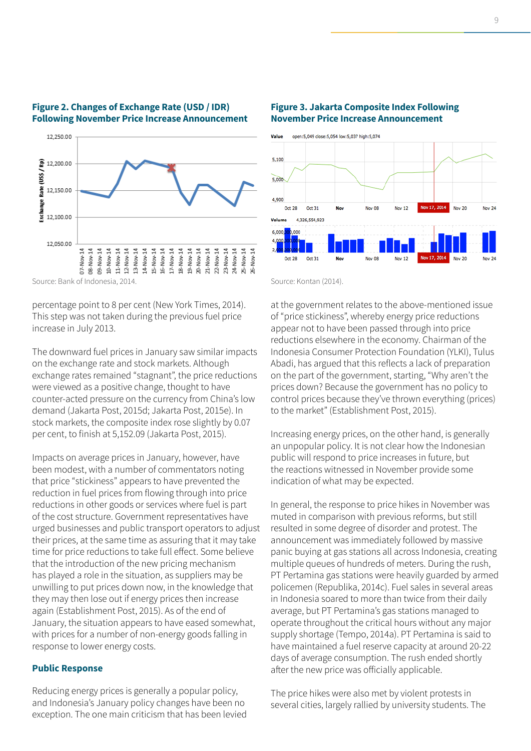**Figure 2. Changes of Exchange Rate (USD / IDR) Following November Price Increase Announcement**

Source: Bank of Indonesia, 2014.

**Figure 3. Jakarta Composite Index Following November Price Increase Announcement**

Source: Kontan (2014).

percentage point to 8 per cent (New York Times, 2014). This step was not taken during the previous fuel price increase in July 2013.

The downward fuel prices in January saw similar impacts on the exchange rate and stock markets. Although exchange rates remained "stagnant", the price reductions were viewed as a positive change, thought to have counter-acted pressure on the currency from China's low demand (Jakarta Post, 2015d; Jakarta Post, 2015e). In stock markets, the composite index rose slightly by 0.07 per cent, to finish at 5,152.09 (Jakarta Post, 2015).

Impacts on average prices in January, however, have been modest, with a number of commentators noting that price "stickiness" appears to have prevented the reduction in fuel prices from flowing through into price reductions in other goods or services where fuel is part of the cost structure. Government representatives have urged businesses and public transport operators to adjust their prices, at the same time as assuring that it may take time for price reductions to take full effect. Some believe that the introduction of the new pricing mechanism has played a role in the situation, as suppliers may be unwilling to put prices down now, in the knowledge that they may then lose out if energy prices then increase again (Establishment Post, 2015). As of the end of January, the situation appears to have eased somewhat, with prices for a number of non-energy goods falling in response to lower energy costs.

## Public Response

Reducing energy prices is generally a popular policy, and Indonesia's January policy changes have been no exception. The one main criticism that has been levied at the government relates to the above-mentioned issue of "price stickiness", whereby energy price reductions appear not to have been passed through into price reductions elsewhere in the economy. Chairman of the Indonesia Consumer Protection Foundation (YLKI), Tulus Abadi, has argued that this reflects a lack of preparation on the part of the government, starting, "Why aren't the prices down? Because the government has no policy to control prices because they've thrown everything (prices) to the market" (Establishment Post, 2015).

Increasing energy prices, on the other hand, is generally an unpopular policy. It is not clear how the Indonesian public will respond to price increases in future, but the reactions witnessed in November provide some indication of what may be expected.

In general, the response to price hikes in November was muted in comparison with previous reforms, but still resulted in some degree of disorder and protest. The announcement was immediately followed by massive panic buying at gas stations all across Indonesia, creating multiple queues of hundreds of meters. During the rush, PT Pertamina gas stations were heavily guarded by armed policemen (Republika, 2014c). Fuel sales in several areas in Indonesia soared to more than twice from their daily average, but PT Pertamina's gas stations managed to operate throughout the critical hours without any major supply shortage (Tempo, 2014a). PT Pertamina is said to have maintained a fuel reserve capacity at around 20-22 days of average consumption. The rush ended shortly after the new price was officially applicable.

The price hikes were also met by violent protests in several cities, largely rallied by university students. The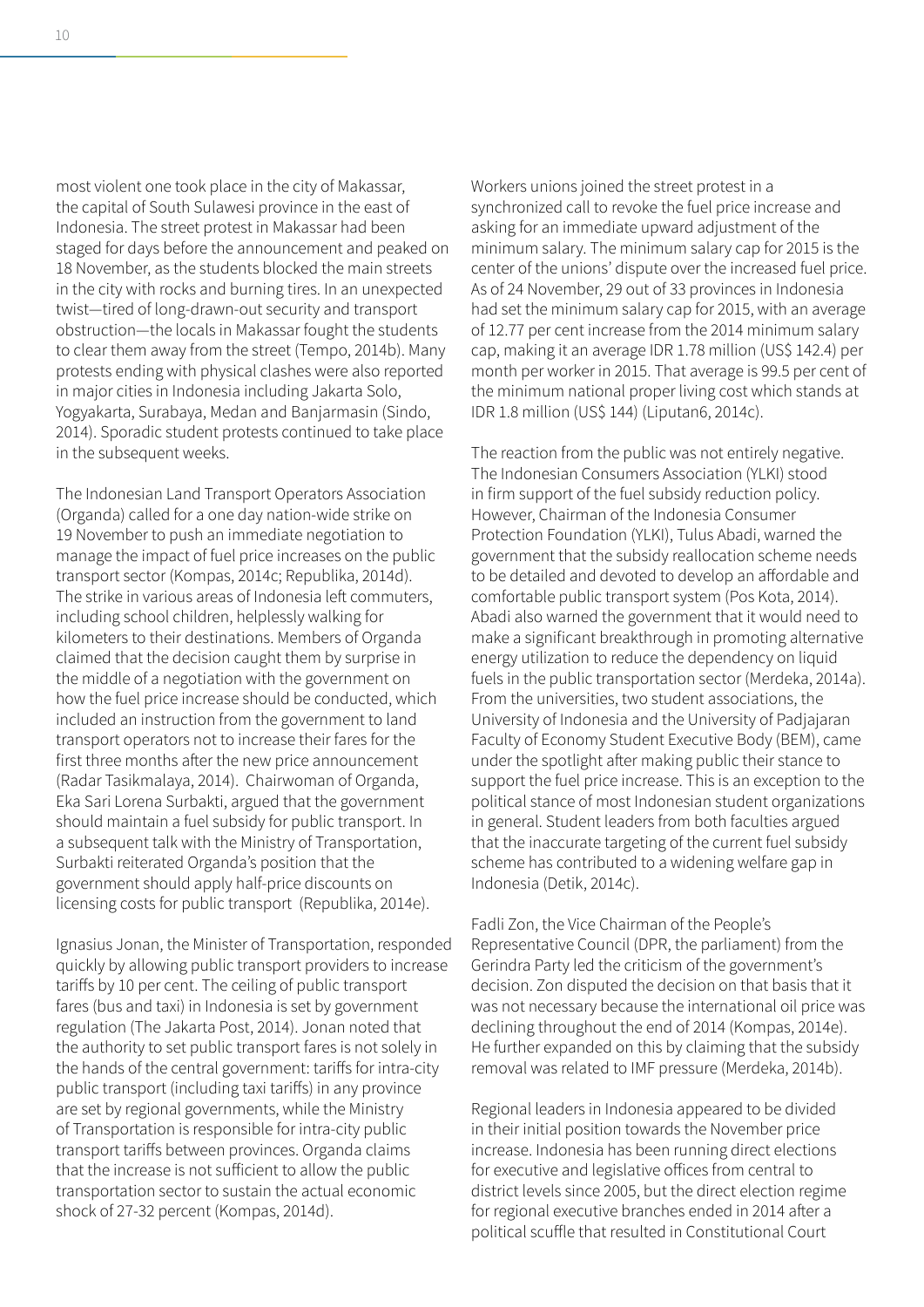most violent one took place in the city of Makassar, the capital of South Sulawesi province in the east of Indonesia. The street protest in Makassar had been staged for days before the announcement and peaked on 18 November, as the students blocked the main streets in the city with rocks and burning tires. In an unexpected twist—tired of long-drawn-out security and transport obstruction—the locals in Makassar fought the students to clear them away from the street (Tempo, 2014b). Many protests ending with physical clashes were also reported in major cities in Indonesia including Jakarta Solo, Yogyakarta, Surabaya, Medan and Banjarmasin (Sindo, 2014). Sporadic student protests continued to take place in the subsequent weeks.

The Indonesian Land Transport Operators Association (Organda) called for a one day nation-wide strike on 19 November to push an immediate negotiation to manage the impact of fuel price increases on the public transport sector (Kompas, 2014c; Republika, 2014d). The strike in various areas of Indonesia left commuters, including school children, helplessly walking for kilometers to their destinations. Members of Organda claimed that the decision caught them by surprise in the middle of a negotiation with the government on how the fuel price increase should be conducted, which included an instruction from the government to land transport operators not to increase their fares for the first three months after the new price announcement (Radar Tasikmalaya, 2014). Chairwoman of Organda, Eka Sari Lorena Surbakti, argued that the government should maintain a fuel subsidy for public transport. In a subsequent talk with the Ministry of Transportation, Surbakti reiterated Organda's position that the government should apply half-price discounts on licensing costs for public transport (Republika, 2014e).

Ignasius Jonan, the Minister of Transportation, responded quickly by allowing public transport providers to increase tariffs by 10 per cent. The ceiling of public transport fares (bus and taxi) in Indonesia is set by government regulation (The Jakarta Post, 2014). Jonan noted that the authority to set public transport fares is not solely in the hands of the central government: tariffs for intra-city public transport (including taxi tariffs) in any province are set by regional governments, while the Ministry of Transportation is responsible for intra-city public transport tariffs between provinces. Organda claims that the increase is not sufficient to allow the public transportation sector to sustain the actual economic shock of 27-32 percent (Kompas, 2014d).

Workers unions joined the street protest in a synchronized call to revoke the fuel price increase and asking for an immediate upward adjustment of the minimum salary. The minimum salary cap for 2015 is the center of the unions' dispute over the increased fuel price. As of 24 November, 29 out of 33 provinces in Indonesia had set the minimum salary cap for 2015, with an average of 12.77 per cent increase from the 2014 minimum salary cap, making it an average IDR 1.78 million (US$ 142.4) per month per worker in 2015. That average is 99.5 per cent of the minimum national proper living cost which stands at IDR 1.8 million (US$ 144) (Liputan6, 2014c).

The reaction from the public was not entirely negative. The Indonesian Consumers Association (YLKI) stood in firm support of the fuel subsidy reduction policy. However, Chairman of the Indonesia Consumer Protection Foundation (YLKI), Tulus Abadi, warned the government that the subsidy reallocation scheme needs to be detailed and devoted to develop an affordable and comfortable public transport system (Pos Kota, 2014). Abadi also warned the government that it would need to make a significant breakthrough in promoting alternative energy utilization to reduce the dependency on liquid fuels in the public transportation sector (Merdeka, 2014a). From the universities, two student associations, the University of Indonesia and the University of Padjajaran Faculty of Economy Student Executive Body (BEM), came under the spotlight after making public their stance to support the fuel price increase. This is an exception to the political stance of most Indonesian student organizations in general. Student leaders from both faculties argued that the inaccurate targeting of the current fuel subsidy scheme has contributed to a widening welfare gap in Indonesia (Detik, 2014c).

Fadli Zon, the Vice Chairman of the People's Representative Council (DPR, the parliament) from the Gerindra Party led the criticism of the government's decision. Zon disputed the decision on that basis that it was not necessary because the international oil price was declining throughout the end of 2014 (Kompas, 2014e). He further expanded on this by claiming that the subsidy removal was related to IMF pressure (Merdeka, 2014b).

Regional leaders in Indonesia appeared to be divided in their initial position towards the November price increase. Indonesia has been running direct elections for executive and legislative offices from central to district levels since 2005, but the direct election regime for regional executive branches ended in 2014 after a political scuffle that resulted in Constitutional Court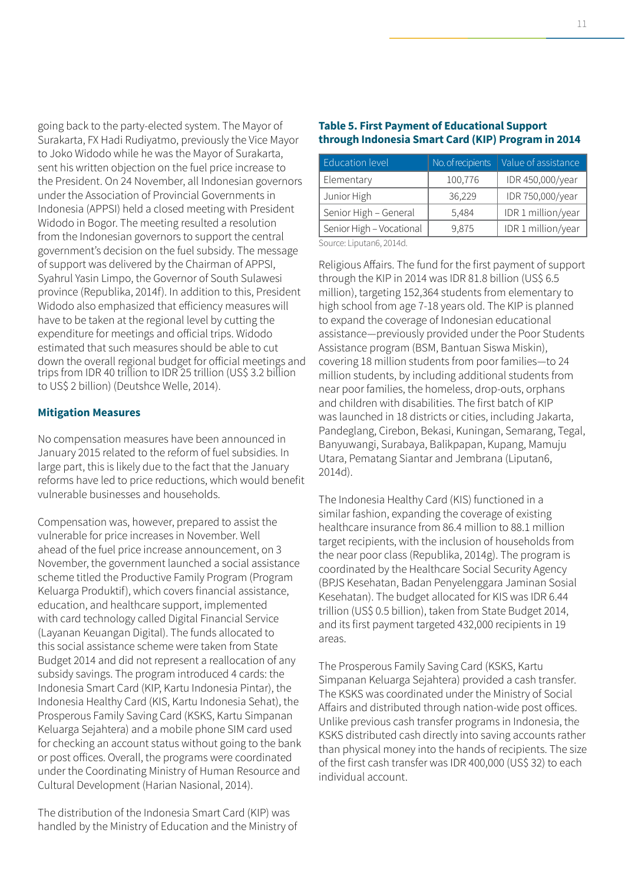going back to the party-elected system. The Mayor of Surakarta, FX Hadi Rudiyatmo, previously the Vice Mayor to Joko Widodo while he was the Mayor of Surakarta, sent his written objection on the fuel price increase to the President. On 24 November, all Indonesian governors under the Association of Provincial Governments in Indonesia (APPSI) held a closed meeting with President Widodo in Bogor. The meeting resulted a resolution from the Indonesian governors to support the central government's decision on the fuel subsidy. The message of support was delivered by the Chairman of APPSI, Syahrul Yasin Limpo, the Governor of South Sulawesi province (Republika, 2014f). In addition to this, President Widodo also emphasized that efficiency measures will have to be taken at the regional level by cutting the expenditure for meetings and official trips. Widodo estimated that such measures should be able to cut down the overall regional budget for official meetings and trips from IDR 40 trillion to IDR 25 trillion (US$ 3.2 billion to US$ 2 billion) (Deutshce Welle, 2014).

### Mitigation Measures

No compensation measures have been announced in January 2015 related to the reform of fuel subsidies. In large part, this is likely due to the fact that the January reforms have led to price reductions, which would benefit vulnerable businesses and households.

Compensation was, however, prepared to assist the vulnerable for price increases in November. Well ahead of the fuel price increase announcement, on 3 November, the government launched a social assistance scheme titled the Productive Family Program (Program Keluarga Produktif), which covers financial assistance, education, and healthcare support, implemented with card technology called Digital Financial Service (Layanan Keuangan Digital). The funds allocated to this social assistance scheme were taken from State Budget 2014 and did not represent a reallocation of any subsidy savings. The program introduced 4 cards: the Indonesia Smart Card (KIP, Kartu Indonesia Pintar), the Indonesia Healthy Card (KIS, Kartu Indonesia Sehat), the Prosperous Family Saving Card (KSKS, Kartu Simpanan Keluarga Sejahtera) and a mobile phone SIM card used for checking an account status without going to the bank or post offices. Overall, the programs were coordinated under the Coordinating Ministry of Human Resource and Cultural Development (Harian Nasional, 2014).

The distribution of the Indonesia Smart Card (KIP) was handled by the Ministry of Education and the Ministry of Religious Affairs. The fund for the first payment of support through the KIP in 2014 was IDR 81.8 billion (US$ 6.5 million), targeting 152,364 students from elementary to high school from age 7-18 years old. The KIP is planned to expand the coverage of Indonesian educational assistance—previously provided under the Poor Students Assistance program (BSM, Bantuan Siswa Miskin), covering 18 million students from poor families—to 24 million students, by including additional students from near poor families, the homeless, drop-outs, orphans and children with disabilities. The first batch of KIP was launched in 18 districts or cities, including Jakarta, Pandeglang, Cirebon, Bekasi, Kuningan, Semarang, Tegal, Banyuwangi, Surabaya, Balikpapan, Kupang, Mamuju Utara, Pematang Siantar and Jembrana (Liputan6, 2014d).

**Table 5. First Payment of Educational Support through Indonesia Smart Card (KIP) Program in 2014**

| Education level | No. of recipients | Value of assistance |
|---|---|---|
| Elementary | 100,776 | IDR 450,000/year |
| Junior High | 36,229 | IDR 750,000/year |
| Senior High – General | 5,484 | IDR 1 million/year |
| Senior High – Vocational | 9,875 | IDR 1 million/year |

Source: Liputan6, 2014d.

The Indonesia Healthy Card (KIS) functioned in a similar fashion, expanding the coverage of existing healthcare insurance from 86.4 million to 88.1 million target recipients, with the inclusion of households from the near poor class (Republika, 2014g). The program is coordinated by the Healthcare Social Security Agency (BPJS Kesehatan, Badan Penyelenggara Jaminan Sosial Kesehatan). The budget allocated for KIS was IDR 6.44 trillion (US$ 0.5 billion), taken from State Budget 2014, and its first payment targeted 432,000 recipients in 19 areas.

The Prosperous Family Saving Card (KSKS, Kartu Simpanan Keluarga Sejahtera) provided a cash transfer. The KSKS was coordinated under the Ministry of Social Affairs and distributed through nation-wide post offices. Unlike previous cash transfer programs in Indonesia, the KSKS distributed cash directly into saving accounts rather than physical money into the hands of recipients. The size of the first cash transfer was IDR 400,000 (US$ 32) to each individual account.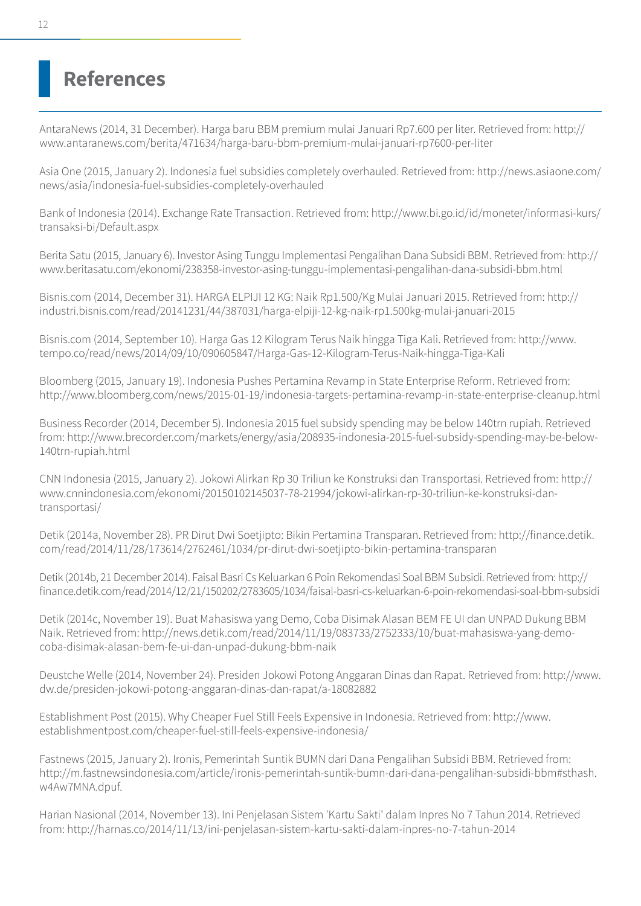# References

AntaraNews (2014, 31 December). Harga baru BBM premium mulai Januari Rp7.600 per liter. Retrieved from: http://www.antaranews.com/berita/471634/harga-baru-bbm-premium-mulai-januari-rp7600-per-liter

Asia One (2015, January 2). Indonesia fuel subsidies completely overhauled. Retrieved from: http://news.asiaone.com/news/asia/indonesia-fuel-subsidies-completely-overhauled

Bank of Indonesia (2014). Exchange Rate Transaction. Retrieved from: http://www.bi.go.id/id/moneter/informasi-kurs/transaksi-bi/Default.aspx

Berita Satu (2015, January 6). Investor Asing Tunggu Implementasi Pengalihan Dana Subsidi BBM. Retrieved from: http://www.beritasatu.com/ekonomi/238358-investor-asing-tunggu-implementasi-pengalihan-dana-subsidi-bbm.html

Bisnis.com (2014, December 31). HARGA ELPIJI 12 KG: Naik Rp1.500/Kg Mulai Januari 2015. Retrieved from: http://industri.bisnis.com/read/20141231/44/387031/harga-elpiji-12-kg-naik-rp1.500kg-mulai-januari-2015

Bisnis.com (2014, September 10). Harga Gas 12 Kilogram Terus Naik hingga Tiga Kali. Retrieved from: http://www.tempo.co/read/news/2014/09/10/090605847/Harga-Gas-12-Kilogram-Terus-Naik-hingga-Tiga-Kali

Bloomberg (2015, January 19). Indonesia Pushes Pertamina Revamp in State Enterprise Reform. Retrieved from: http://www.bloomberg.com/news/2015-01-19/indonesia-targets-pertamina-revamp-in-state-enterprise-cleanup.html

Business Recorder (2014, December 5). Indonesia 2015 fuel subsidy spending may be below 140trn rupiah. Retrieved from: http://www.brecorder.com/markets/energy/asia/208935-indonesia-2015-fuel-subsidy-spending-may-be-below-140trn-rupiah.html

CNN Indonesia (2015, January 2). Jokowi Alirkan Rp 30 Triliun ke Konstruksi dan Transportasi. Retrieved from: http://www.cnnindonesia.com/ekonomi/20150102145037-78-21994/jokowi-alirkan-rp-30-triliun-ke-konstruksi-dan-transportasi/

Detik (2014a, November 28). PR Dirut Dwi Soetjipto: Bikin Pertamina Transparan. Retrieved from: http://finance.detik.com/read/2014/11/28/173614/2762461/1034/pr-dirut-dwi-soetjipto-bikin-pertamina-transparan

Detik (2014b, 21 December 2014). Faisal Basri Cs Keluarkan 6 Poin Rekomendasi Soal BBM Subsidi. Retrieved from: http://finance.detik.com/read/2014/12/21/150202/2783605/1034/faisal-basri-cs-keluarkan-6-poin-rekomendasi-soal-bbm-subsidi

Detik (2014c, November 19). Buat Mahasiswa yang Demo, Coba Disimak Alasan BEM FE UI dan UNPAD Dukung BBM Naik. Retrieved from: http://news.detik.com/read/2014/11/19/083733/2752333/10/buat-mahasiswa-yang-demo-coba-disimak-alasan-bem-fe-ui-dan-unpad-dukung-bbm-naik

Deustche Welle (2014, November 24). Presiden Jokowi Potong Anggaran Dinas dan Rapat. Retrieved from: http://www.dw.de/presiden-jokowi-potong-anggaran-dinas-dan-rapat/a-18082882

Establishment Post (2015). Why Cheaper Fuel Still Feels Expensive in Indonesia. Retrieved from: http://www.establishmentpost.com/cheaper-fuel-still-feels-expensive-indonesia/

Fastnews (2015, January 2). Ironis, Pemerintah Suntik BUMN dari Dana Pengalihan Subsidi BBM. Retrieved from: http://m.fastnewsindonesia.com/article/ironis-pemerintah-suntik-bumn-dari-dana-pengalihan-subsidi-bbm#sthash.w4Aw7MNA.dpuf.

Harian Nasional (2014, November 13). Ini Penjelasan Sistem 'Kartu Sakti' dalam Inpres No 7 Tahun 2014. Retrieved from: http://harnas.co/2014/11/13/ini-penjelasan-sistem-kartu-sakti-dalam-inpres-no-7-tahun-2014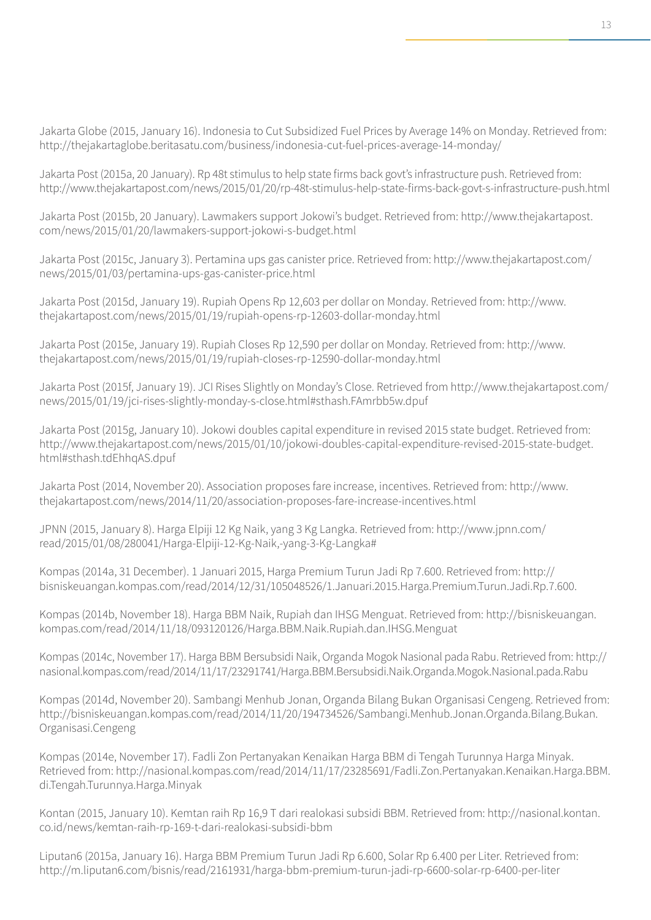Jakarta Globe (2015, January 16). Indonesia to Cut Subsidized Fuel Prices by Average 14% on Monday. Retrieved from: http://thejakartaglobe.beritasatu.com/business/indonesia-cut-fuel-prices-average-14-monday/

Jakarta Post (2015a, 20 January). Rp 48t stimulus to help state firms back govt's infrastructure push. Retrieved from: http://www.thejakartapost.com/news/2015/01/20/rp-48t-stimulus-help-state-firms-back-govt-s-infrastructure-push.html

Jakarta Post (2015b, 20 January). Lawmakers support Jokowi's budget. Retrieved from: http://www.thejakartapost.com/news/2015/01/20/lawmakers-support-jokowi-s-budget.html

Jakarta Post (2015c, January 3). Pertamina ups gas canister price. Retrieved from: http://www.thejakartapost.com/news/2015/01/03/pertamina-ups-gas-canister-price.html

Jakarta Post (2015d, January 19). Rupiah Opens Rp 12,603 per dollar on Monday. Retrieved from: http://www.thejakartapost.com/news/2015/01/19/rupiah-opens-rp-12603-dollar-monday.html

Jakarta Post (2015e, January 19). Rupiah Closes Rp 12,590 per dollar on Monday. Retrieved from: http://www.thejakartapost.com/news/2015/01/19/rupiah-closes-rp-12590-dollar-monday.html

Jakarta Post (2015f, January 19). JCI Rises Slightly on Monday's Close. Retrieved from http://www.thejakartapost.com/news/2015/01/19/jci-rises-slightly-monday-s-close.html#sthash.FAmrbb5w.dpuf

Jakarta Post (2015g, January 10). Jokowi doubles capital expenditure in revised 2015 state budget. Retrieved from: http://www.thejakartapost.com/news/2015/01/10/jokowi-doubles-capital-expenditure-revised-2015-state-budget.html#sthash.tdEhhqAS.dpuf

Jakarta Post (2014, November 20). Association proposes fare increase, incentives. Retrieved from: http://www.thejakartapost.com/news/2014/11/20/association-proposes-fare-increase-incentives.html

JPNN (2015, January 8). Harga Elpiji 12 Kg Naik, yang 3 Kg Langka. Retrieved from: http://www.jpnn.com/read/2015/01/08/280041/Harga-Elpiji-12-Kg-Naik,-yang-3-Kg-Langka#

Kompas (2014a, 31 December). 1 Januari 2015, Harga Premium Turun Jadi Rp 7.600. Retrieved from: http://bisniskeuangan.kompas.com/read/2014/12/31/105048526/1.Januari.2015.Harga.Premium.Turun.Jadi.Rp.7.600.

Kompas (2014b, November 18). Harga BBM Naik, Rupiah dan IHSG Menguat. Retrieved from: http://bisniskeuangan.kompas.com/read/2014/11/18/093120126/Harga.BBM.Naik.Rupiah.dan.IHSG.Menguat

Kompas (2014c, November 17). Harga BBM Bersubsidi Naik, Organda Mogok Nasional pada Rabu. Retrieved from: http://nasional.kompas.com/read/2014/11/17/23291741/Harga.BBM.Bersubsidi.Naik.Organda.Mogok.Nasional.pada.Rabu

Kompas (2014d, November 20). Sambangi Menhub Jonan, Organda Bilang Bukan Organisasi Cengeng. Retrieved from: http://bisniskeuangan.kompas.com/read/2014/11/20/194734526/Sambangi.Menhub.Jonan.Organda.Bilang.Bukan.Organisasi.Cengeng

Kompas (2014e, November 17). Fadli Zon Pertanyakan Kenaikan Harga BBM di Tengah Turunnya Harga Minyak. Retrieved from: http://nasional.kompas.com/read/2014/11/17/23285691/Fadli.Zon.Pertanyakan.Kenaikan.Harga.BBM.di.Tengah.Turunnya.Harga.Minyak

Kontan (2015, January 10). Kemtan raih Rp 16,9 T dari realokasi subsidi BBM. Retrieved from: http://nasional.kontan.co.id/news/kemtan-raih-rp-169-t-dari-realokasi-subsidi-bbm

Liputan6 (2015a, January 16). Harga BBM Premium Turun Jadi Rp 6.600, Solar Rp 6.400 per Liter. Retrieved from: http://m.liputan6.com/bisnis/read/2161931/harga-bbm-premium-turun-jadi-rp-6600-solar-rp-6400-per-liter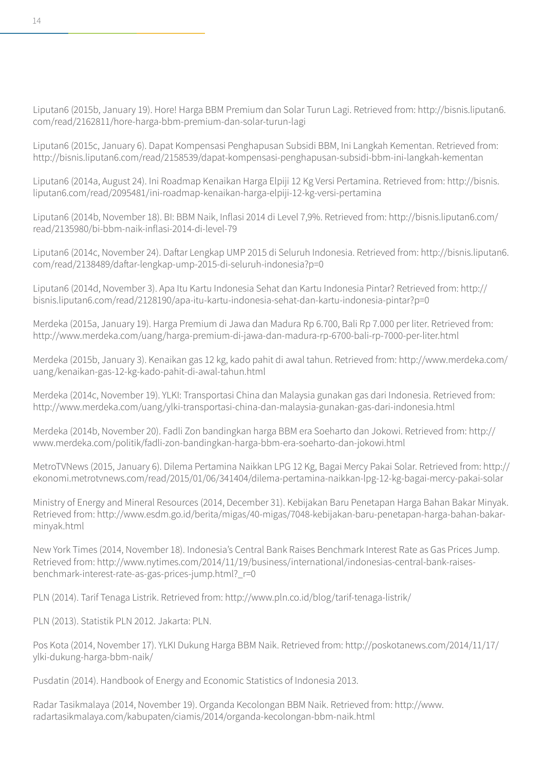Liputan6 (2015b, January 19). Hore! Harga BBM Premium dan Solar Turun Lagi. Retrieved from: http://bisnis.liputan6.com/read/2162811/hore-harga-bbm-premium-dan-solar-turun-lagi

Liputan6 (2015c, January 6). Dapat Kompensasi Penghapusan Subsidi BBM, Ini Langkah Kementan. Retrieved from: http://bisnis.liputan6.com/read/2158539/dapat-kompensasi-penghapusan-subsidi-bbm-ini-langkah-kementan

Liputan6 (2014a, August 24). Ini Roadmap Kenaikan Harga Elpiji 12 Kg Versi Pertamina. Retrieved from: http://bisnis.liputan6.com/read/2095481/ini-roadmap-kenaikan-harga-elpiji-12-kg-versi-pertamina

Liputan6 (2014b, November 18). BI: BBM Naik, Inflasi 2014 di Level 7,9%. Retrieved from: http://bisnis.liputan6.com/read/2135980/bi-bbm-naik-inflasi-2014-di-level-79

Liputan6 (2014c, November 24). Daftar Lengkap UMP 2015 di Seluruh Indonesia. Retrieved from: http://bisnis.liputan6.com/read/2138489/daftar-lengkap-ump-2015-di-seluruh-indonesia?p=0

Liputan6 (2014d, November 3). Apa Itu Kartu Indonesia Sehat dan Kartu Indonesia Pintar? Retrieved from: http://bisnis.liputan6.com/read/2128190/apa-itu-kartu-indonesia-sehat-dan-kartu-indonesia-pintar?p=0

Merdeka (2015a, January 19). Harga Premium di Jawa dan Madura Rp 6.700, Bali Rp 7.000 per liter. Retrieved from: http://www.merdeka.com/uang/harga-premium-di-jawa-dan-madura-rp-6700-bali-rp-7000-per-liter.html

Merdeka (2015b, January 3). Kenaikan gas 12 kg, kado pahit di awal tahun. Retrieved from: http://www.merdeka.com/uang/kenaikan-gas-12-kg-kado-pahit-di-awal-tahun.html

Merdeka (2014c, November 19). YLKI: Transportasi China dan Malaysia gunakan gas dari Indonesia. Retrieved from: http://www.merdeka.com/uang/ylki-transportasi-china-dan-malaysia-gunakan-gas-dari-indonesia.html

Merdeka (2014b, November 20). Fadli Zon bandingkan harga BBM era Soeharto dan Jokowi. Retrieved from: http://www.merdeka.com/politik/fadli-zon-bandingkan-harga-bbm-era-soeharto-dan-jokowi.html

MetroTVNews (2015, January 6). Dilema Pertamina Naikkan LPG 12 Kg, Bagai Mercy Pakai Solar. Retrieved from: http://ekonomi.metrotvnews.com/read/2015/01/06/341404/dilema-pertamina-naikkan-lpg-12-kg-bagai-mercy-pakai-solar

Ministry of Energy and Mineral Resources (2014, December 31). Kebijakan Baru Penetapan Harga Bahan Bakar Minyak. Retrieved from: http://www.esdm.go.id/berita/migas/40-migas/7048-kebijakan-baru-penetapan-harga-bahan-bakar-minyak.html

New York Times (2014, November 18). Indonesia's Central Bank Raises Benchmark Interest Rate as Gas Prices Jump. Retrieved from: http://www.nytimes.com/2014/11/19/business/international/indonesias-central-bank-raises-benchmark-interest-rate-as-gas-prices-jump.html?_r=0

PLN (2014). Tarif Tenaga Listrik. Retrieved from: http://www.pln.co.id/blog/tarif-tenaga-listrik/

PLN (2013). Statistik PLN 2012. Jakarta: PLN.

Pos Kota (2014, November 17). YLKI Dukung Harga BBM Naik. Retrieved from: http://poskotanews.com/2014/11/17/ylki-dukung-harga-bbm-naik/

Pusdatin (2014). Handbook of Energy and Economic Statistics of Indonesia 2013.

Radar Tasikmalaya (2014, November 19). Organda Kecolongan BBM Naik. Retrieved from: http://www.radartasikmalaya.com/kabupaten/ciamis/2014/organda-kecolongan-bbm-naik.html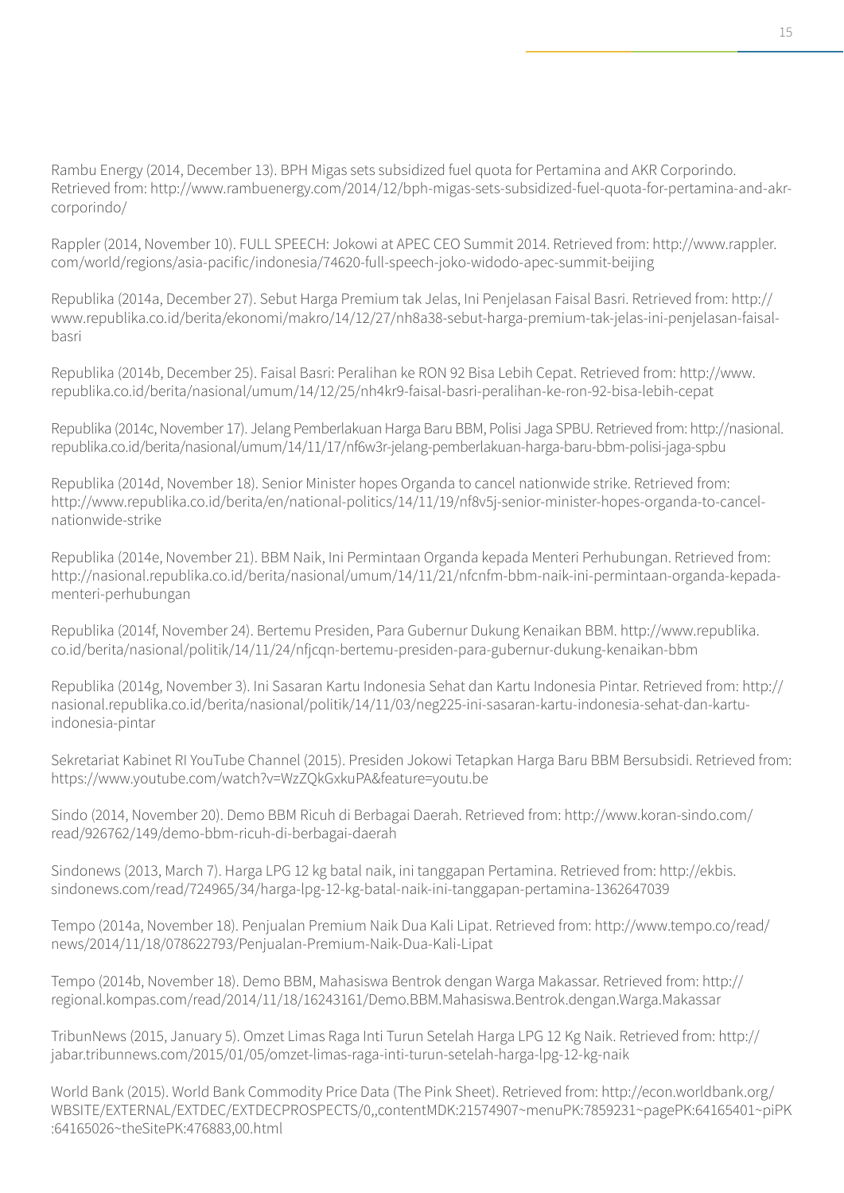Rambu Energy (2014, December 13). BPH Migas sets subsidized fuel quota for Pertamina and AKR Corporindo. Retrieved from: http://www.rambuenergy.com/2014/12/bph-migas-sets-subsidized-fuel-quota-for-pertamina-and-akr-corporindo/

Rappler (2014, November 10). FULL SPEECH: Jokowi at APEC CEO Summit 2014. Retrieved from: http://www.rappler.com/world/regions/asia-pacific/indonesia/74620-full-speech-joko-widodo-apec-summit-beijing

Republika (2014a, December 27). Sebut Harga Premium tak Jelas, Ini Penjelasan Faisal Basri. Retrieved from: http://www.republika.co.id/berita/ekonomi/makro/14/12/27/nh8a38-sebut-harga-premium-tak-jelas-ini-penjelasan-faisal-basri

Republika (2014b, December 25). Faisal Basri: Peralihan ke RON 92 Bisa Lebih Cepat. Retrieved from: http://www.republika.co.id/berita/nasional/umum/14/12/25/nh4kr9-faisal-basri-peralihan-ke-ron-92-bisa-lebih-cepat

Republika (2014c, November 17). Jelang Pemberlakuan Harga Baru BBM, Polisi Jaga SPBU. Retrieved from: http://nasional.republika.co.id/berita/nasional/umum/14/11/17/nf6w3r-jelang-pemberlakuan-harga-baru-bbm-polisi-jaga-spbu

Republika (2014d, November 18). Senior Minister hopes Organda to cancel nationwide strike. Retrieved from: http://www.republika.co.id/berita/en/national-politics/14/11/19/nf8v5j-senior-minister-hopes-organda-to-cancel-nationwide-strike

Republika (2014e, November 21). BBM Naik, Ini Permintaan Organda kepada Menteri Perhubungan. Retrieved from: http://nasional.republika.co.id/berita/nasional/umum/14/11/21/nfcnfm-bbm-naik-ini-permintaan-organda-kepada-menteri-perhubungan

Republika (2014f, November 24). Bertemu Presiden, Para Gubernur Dukung Kenaikan BBM. http://www.republika.co.id/berita/nasional/politik/14/11/24/nfjcqn-bertemu-presiden-para-gubernur-dukung-kenaikan-bbm

Republika (2014g, November 3). Ini Sasaran Kartu Indonesia Sehat dan Kartu Indonesia Pintar. Retrieved from: http://nasional.republika.co.id/berita/nasional/politik/14/11/03/neg225-ini-sasaran-kartu-indonesia-sehat-dan-kartu-indonesia-pintar

Sekretariat Kabinet RI YouTube Channel (2015). Presiden Jokowi Tetapkan Harga Baru BBM Bersubsidi. Retrieved from: https://www.youtube.com/watch?v=WzZQkGxkuPA&feature=youtu.be

Sindo (2014, November 20). Demo BBM Ricuh di Berbagai Daerah. Retrieved from: http://www.koran-sindo.com/read/926762/149/demo-bbm-ricuh-di-berbagai-daerah

Sindonews (2013, March 7). Harga LPG 12 kg batal naik, ini tanggapan Pertamina. Retrieved from: http://ekbis.sindonews.com/read/724965/34/harga-lpg-12-kg-batal-naik-ini-tanggapan-pertamina-1362647039

Tempo (2014a, November 18). Penjualan Premium Naik Dua Kali Lipat. Retrieved from: http://www.tempo.co/read/news/2014/11/18/078622793/Penjualan-Premium-Naik-Dua-Kali-Lipat

Tempo (2014b, November 18). Demo BBM, Mahasiswa Bentrok dengan Warga Makassar. Retrieved from: http://regional.kompas.com/read/2014/11/18/16243161/Demo.BBM.Mahasiswa.Bentrok.dengan.Warga.Makassar

TribunNews (2015, January 5). Omzet Limas Raga Inti Turun Setelah Harga LPG 12 Kg Naik. Retrieved from: http://jabar.tribunnews.com/2015/01/05/omzet-limas-raga-inti-turun-setelah-harga-lpg-12-kg-naik

World Bank (2015). World Bank Commodity Price Data (The Pink Sheet). Retrieved from: http://econ.worldbank.org/WBSITE/EXTERNAL/EXTDEC/EXTDECPROSPECTS/0,,contentMDK:21574907~menuPK:7859231~pagePK:64165401~piPK:64165026~theSitePK:476883,00.html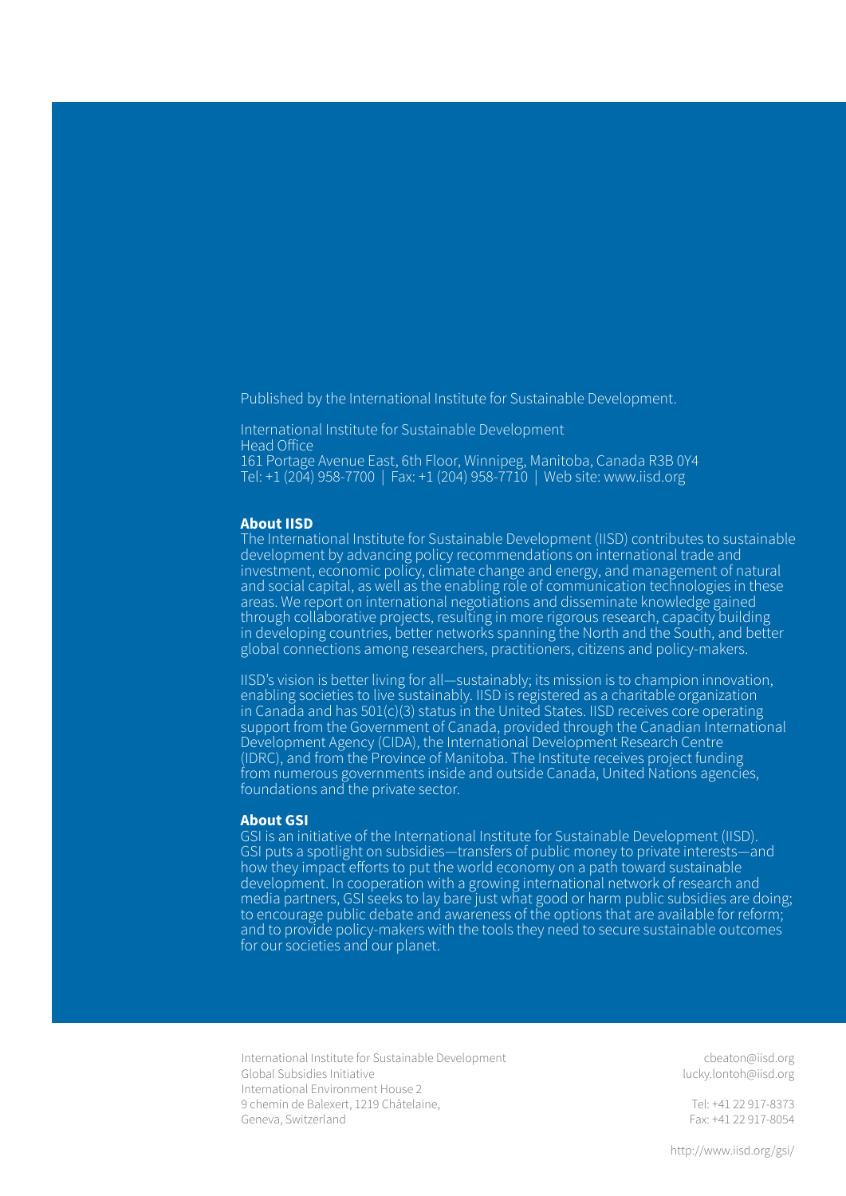Published by the International Institute for Sustainable Development.

International Institute for Sustainable Development
Head Office
161 Portage Avenue East, 6th Floor, Winnipeg, Manitoba, Canada R3B 0Y4
Tel: +1 (204) 958-7700 | Fax: +1 (204) 958-7710 | Web site: www.iisd.org

**About IISD**

The International Institute for Sustainable Development (IISD) contributes to sustainable development by advancing policy recommendations on international trade and investment, economic policy, climate change and energy, and management of natural and social capital, as well as the enabling role of communication technologies in these areas. We report on international negotiations and disseminate knowledge gained through collaborative projects, resulting in more rigorous research, capacity building in developing countries, better networks spanning the North and the South, and better global connections among researchers, practitioners, citizens and policy-makers.

IISD's vision is better living for all—sustainably; its mission is to champion innovation, enabling societies to live sustainably. IISD is registered as a charitable organization in Canada and has 501(c)(3) status in the United States. IISD receives core operating support from the Government of Canada, provided through the Canadian International Development Agency (CIDA), the International Development Research Centre (IDRC), and from the Province of Manitoba. The Institute receives project funding from numerous governments inside and outside Canada, United Nations agencies, foundations and the private sector.

**About GSI**

GSI is an initiative of the International Institute for Sustainable Development (IISD). GSI puts a spotlight on subsidies—transfers of public money to private interests—and how they impact efforts to put the world economy on a path toward sustainable development. In cooperation with a growing international network of research and media partners, GSI seeks to lay bare just what good or harm public subsidies are doing; to encourage public debate and awareness of the options that are available for reform; and to provide policy-makers with the tools they need to secure sustainable outcomes for our societies and our planet.

International Institute for Sustainable Development
Global Subsidies Initiative
International Environment House 2
9 chemin de Balexert, 1219 Châtelaine,
Geneva, Switzerland

cbeaton@iisd.org
lucky.lontoh@iisd.org

Tel: +41 22 917-8373
Fax: +41 22 917-8054

http://www.iisd.org/gsi/